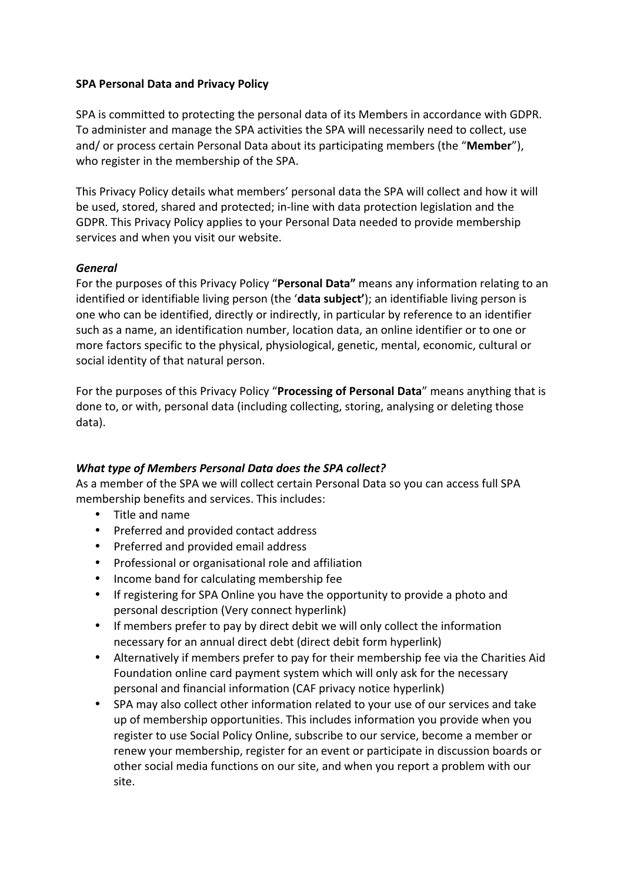**SPA Personal Data and Privacy Policy**

SPA is committed to protecting the personal data of its Members in accordance with GDPR. To administer and manage the SPA activities the SPA will necessarily need to collect, use and/ or process certain Personal Data about its participating members (the "**Member**"), who register in the membership of the SPA.

This Privacy Policy details what members' personal data the SPA will collect and how it will be used, stored, shared and protected; in-line with data protection legislation and the GDPR. This Privacy Policy applies to your Personal Data needed to provide membership services and when you visit our website.

***General***

For the purposes of this Privacy Policy "**Personal Data"** means any information relating to an identified or identifiable living person (the '**data subject'**); an identifiable living person is one who can be identified, directly or indirectly, in particular by reference to an identifier such as a name, an identification number, location data, an online identifier or to one or more factors specific to the physical, physiological, genetic, mental, economic, cultural or social identity of that natural person.

For the purposes of this Privacy Policy "**Processing of Personal Data**" means anything that is done to, or with, personal data (including collecting, storing, analysing or deleting those data).

***What type of Members Personal Data does the SPA collect?***

As a member of the SPA we will collect certain Personal Data so you can access full SPA membership benefits and services. This includes:

- Title and name
- Preferred and provided contact address
- Preferred and provided email address
- Professional or organisational role and affiliation
- Income band for calculating membership fee
- If registering for SPA Online you have the opportunity to provide a photo and personal description (Very connect hyperlink)
- If members prefer to pay by direct debit we will only collect the information necessary for an annual direct debt (direct debit form hyperlink)
- Alternatively if members prefer to pay for their membership fee via the Charities Aid Foundation online card payment system which will only ask for the necessary personal and financial information (CAF privacy notice hyperlink)
- SPA may also collect other information related to your use of our services and take up of membership opportunities. This includes information you provide when you register to use Social Policy Online, subscribe to our service, become a member or renew your membership, register for an event or participate in discussion boards or other social media functions on our site, and when you report a problem with our site.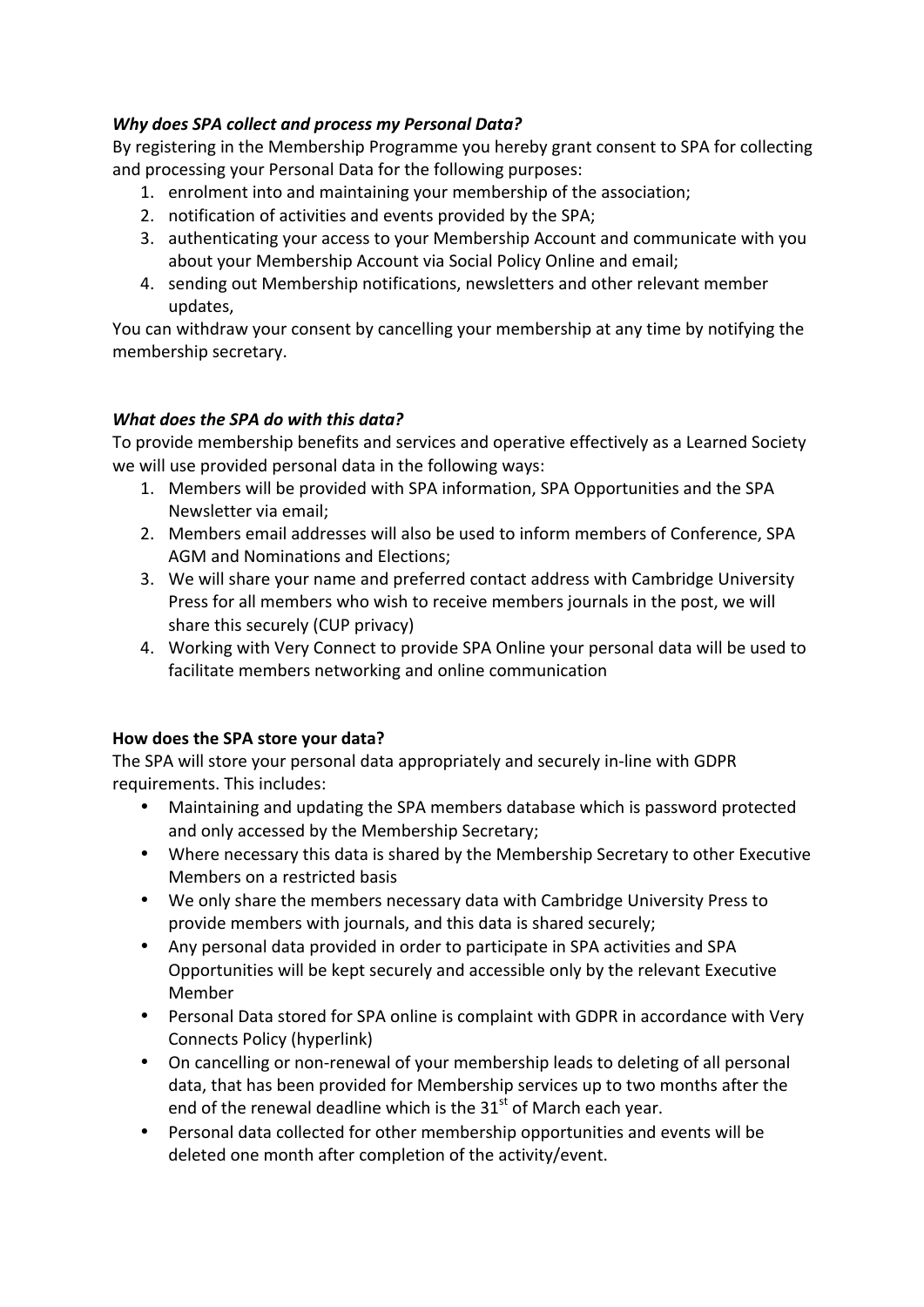***Why does SPA collect and process my Personal Data?***

By registering in the Membership Programme you hereby grant consent to SPA for collecting and processing your Personal Data for the following purposes:

1. enrolment into and maintaining your membership of the association;
2. notification of activities and events provided by the SPA;
3. authenticating your access to your Membership Account and communicate with you about your Membership Account via Social Policy Online and email;
4. sending out Membership notifications, newsletters and other relevant member updates,

You can withdraw your consent by cancelling your membership at any time by notifying the membership secretary.

***What does the SPA do with this data?***

To provide membership benefits and services and operative effectively as a Learned Society we will use provided personal data in the following ways:

1. Members will be provided with SPA information, SPA Opportunities and the SPA Newsletter via email;
2. Members email addresses will also be used to inform members of Conference, SPA AGM and Nominations and Elections;
3. We will share your name and preferred contact address with Cambridge University Press for all members who wish to receive members journals in the post, we will share this securely (CUP privacy)
4. Working with Very Connect to provide SPA Online your personal data will be used to facilitate members networking and online communication

**How does the SPA store your data?**

The SPA will store your personal data appropriately and securely in-line with GDPR requirements. This includes:

- Maintaining and updating the SPA members database which is password protected and only accessed by the Membership Secretary;
- Where necessary this data is shared by the Membership Secretary to other Executive Members on a restricted basis
- We only share the members necessary data with Cambridge University Press to provide members with journals, and this data is shared securely;
- Any personal data provided in order to participate in SPA activities and SPA Opportunities will be kept securely and accessible only by the relevant Executive Member
- Personal Data stored for SPA online is complaint with GDPR in accordance with Very Connects Policy (hyperlink)
- On cancelling or non-renewal of your membership leads to deleting of all personal data, that has been provided for Membership services up to two months after the end of the renewal deadline which is the 31st of March each year.
- Personal data collected for other membership opportunities and events will be deleted one month after completion of the activity/event.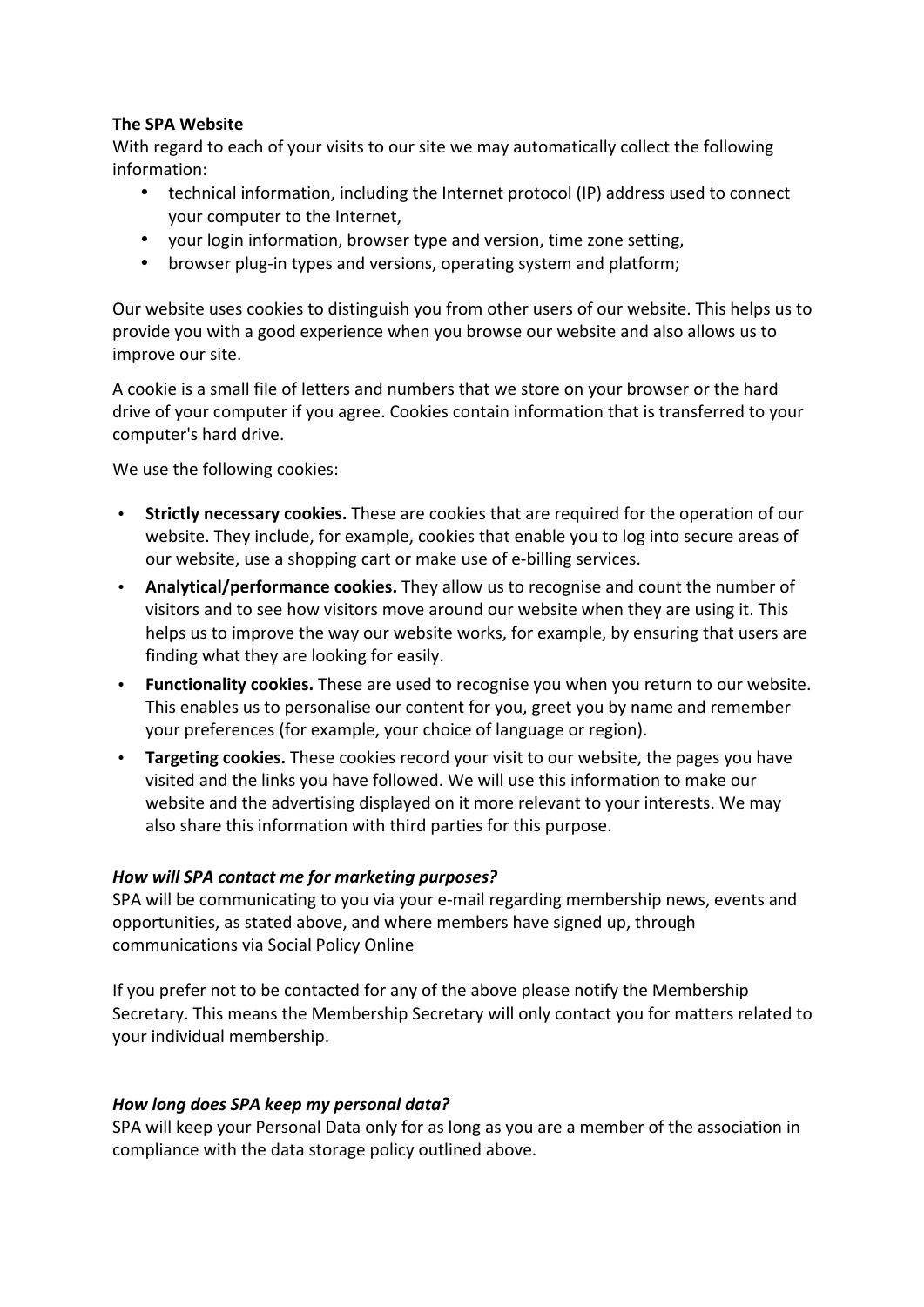**The SPA Website**

With regard to each of your visits to our site we may automatically collect the following information:

- technical information, including the Internet protocol (IP) address used to connect your computer to the Internet,
- your login information, browser type and version, time zone setting,
- browser plug-in types and versions, operating system and platform;

Our website uses cookies to distinguish you from other users of our website. This helps us to provide you with a good experience when you browse our website and also allows us to improve our site.

A cookie is a small file of letters and numbers that we store on your browser or the hard drive of your computer if you agree. Cookies contain information that is transferred to your computer's hard drive.

We use the following cookies:

- **Strictly necessary cookies.** These are cookies that are required for the operation of our website. They include, for example, cookies that enable you to log into secure areas of our website, use a shopping cart or make use of e-billing services.
- **Analytical/performance cookies.** They allow us to recognise and count the number of visitors and to see how visitors move around our website when they are using it. This helps us to improve the way our website works, for example, by ensuring that users are finding what they are looking for easily.
- **Functionality cookies.** These are used to recognise you when you return to our website. This enables us to personalise our content for you, greet you by name and remember your preferences (for example, your choice of language or region).
- **Targeting cookies.** These cookies record your visit to our website, the pages you have visited and the links you have followed. We will use this information to make our website and the advertising displayed on it more relevant to your interests. We may also share this information with third parties for this purpose.

***How will SPA contact me for marketing purposes?***

SPA will be communicating to you via your e-mail regarding membership news, events and opportunities, as stated above, and where members have signed up, through communications via Social Policy Online

If you prefer not to be contacted for any of the above please notify the Membership Secretary. This means the Membership Secretary will only contact you for matters related to your individual membership.

***How long does SPA keep my personal data?***

SPA will keep your Personal Data only for as long as you are a member of the association in compliance with the data storage policy outlined above.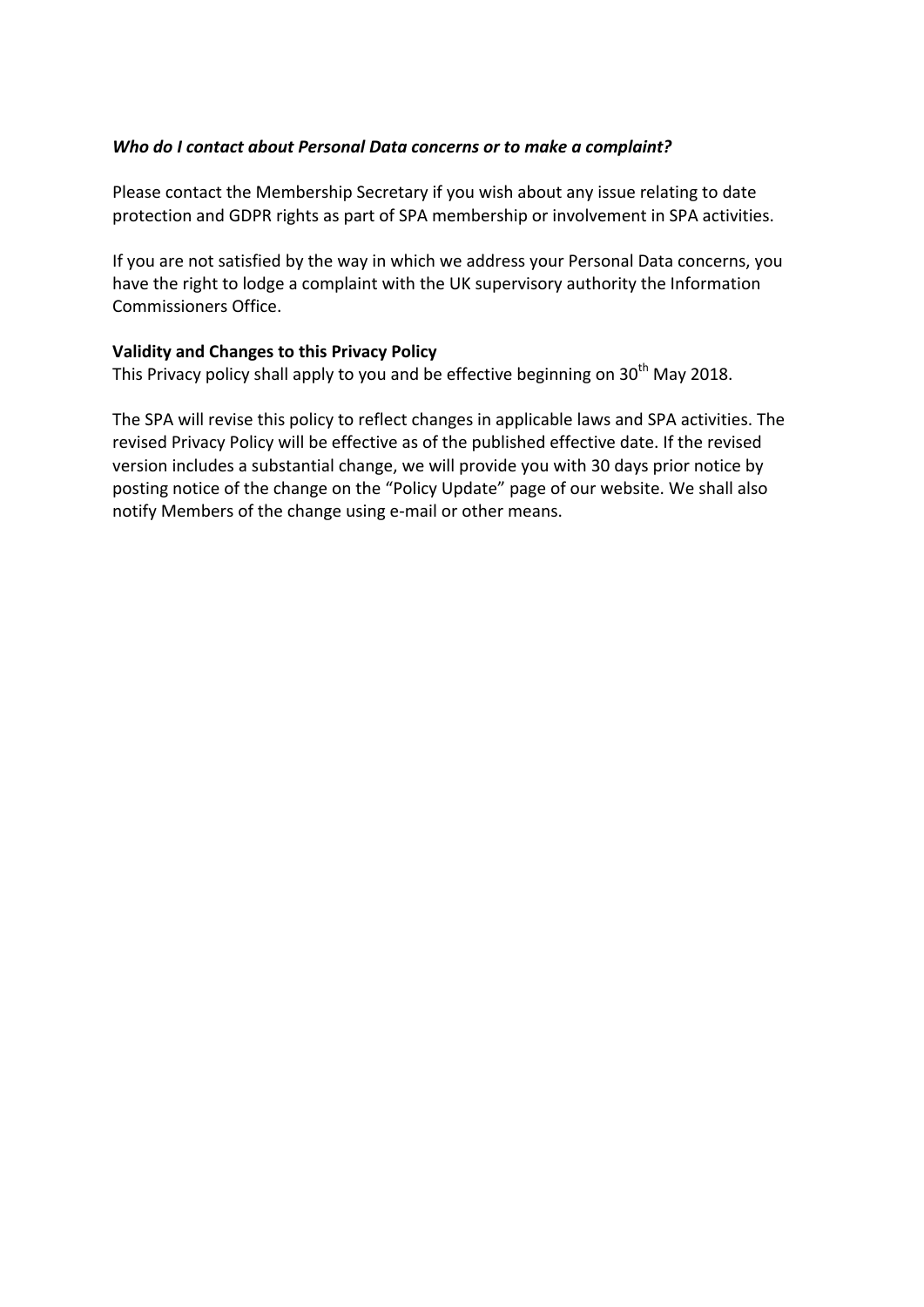***Who do I contact about Personal Data concerns or to make a complaint?***

Please contact the Membership Secretary if you wish about any issue relating to date protection and GDPR rights as part of SPA membership or involvement in SPA activities.

If you are not satisfied by the way in which we address your Personal Data concerns, you have the right to lodge a complaint with the UK supervisory authority the Information Commissioners Office.

**Validity and Changes to this Privacy Policy**

This Privacy policy shall apply to you and be effective beginning on 30th May 2018.

The SPA will revise this policy to reflect changes in applicable laws and SPA activities. The revised Privacy Policy will be effective as of the published effective date. If the revised version includes a substantial change, we will provide you with 30 days prior notice by posting notice of the change on the "Policy Update" page of our website. We shall also notify Members of the change using e-mail or other means.